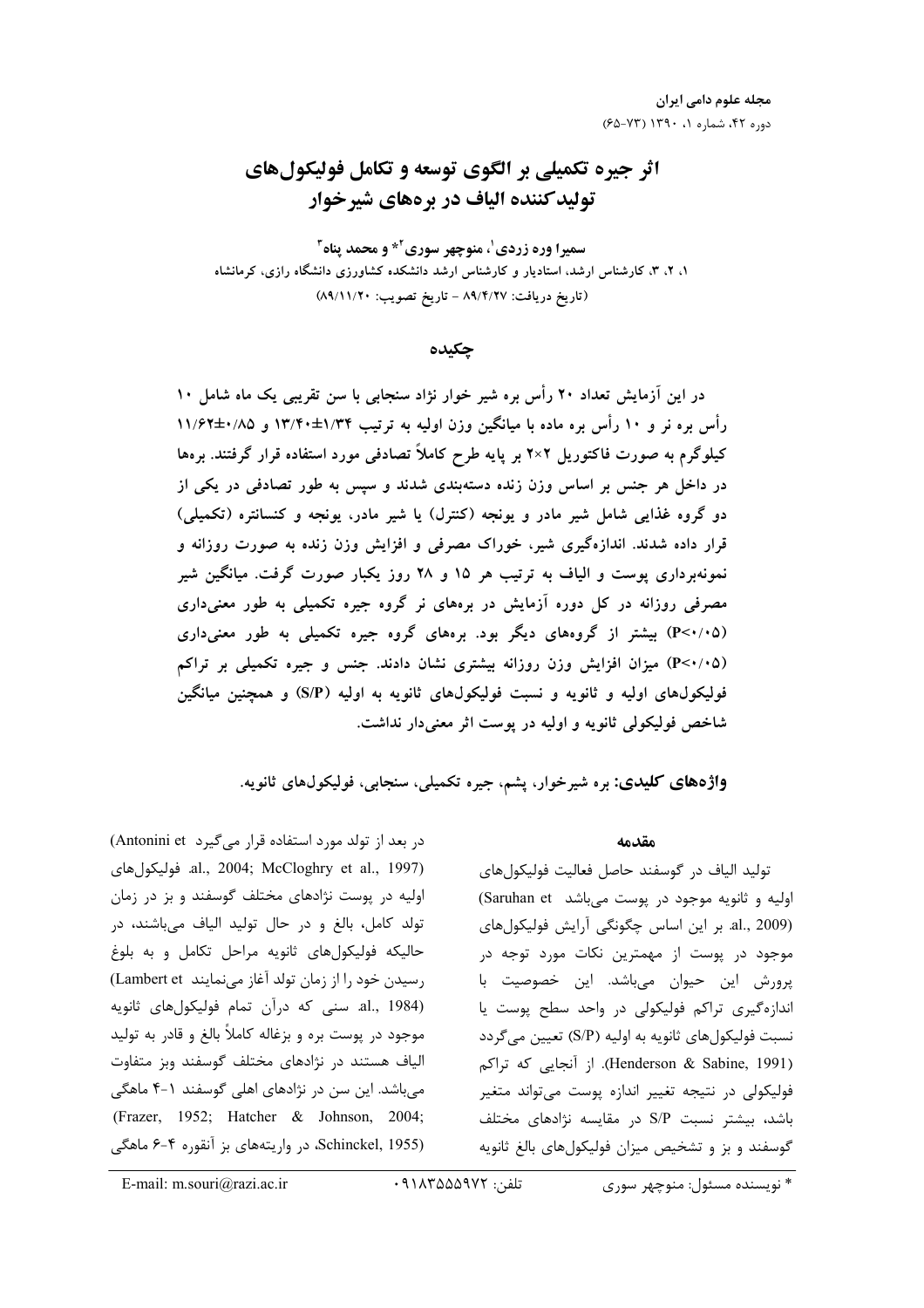# اثر جیره تکمیلی بر الگوی توسعه و تکامل فولیکول‌های تولیدکننده الیاف در بره‌های شیرخوار

**سمیرا وره زردی[1]، منوچهر سوری[2]* و محمد پناه[3]**

۱، ۲، ۳، کارشناس ارشد، استادیار و کارشناس ارشد دانشکده کشاورزی دانشگاه رازی، کرمانشاه

(تاریخ دریافت: ۸۹/۴/۲۷ - تاریخ تصویب: ۸۹/۱۱/۲۰)

## چکیده

در این آزمایش تعداد ۲۰ رأس بره شیر خوار نژاد سنجابی با سن تقریبی یک ماه شامل ۱۰ رأس بره نر و ۱۰ رأس بره ماده با میانگین وزن اولیه به ترتیب ۱۳/۴۰±۱/۳۴ و ۱۱/۶۲±۰/۸۵ کیلوگرم به صورت فاکتوریل ۲×۲ بر پایه طرح کاملاً تصادفی مورد استفاده قرار گرفتند. بره‌ها در داخل هر جنس بر اساس وزن زنده دسته‌بندی شدند و سپس به طور تصادفی در یکی از دو گروه غذایی شامل شیر مادر و یونجه (کنترل) یا شیر مادر، یونجه و کنسانتره (تکمیلی) قرار داده شدند. اندازه‌گیری شیر، خوراک مصرفی و افزایش وزن زنده به صورت روزانه و نمونه‌برداری پوست و الیاف به ترتیب هر ۱۵ و ۲۸ روز یکبار صورت گرفت. میانگین شیر مصرفی روزانه در کل دوره آزمایش در بره‌های نر گروه جیره تکمیلی به طور معنی‌داری (P<۰/۰۵) بیشتر از گروه‌های دیگر بود. بره‌های گروه جیره تکمیلی به طور معنی‌داری (P<۰/۰۵) میزان افزایش وزن روزانه بیشتری نشان دادند. جنس و جیره تکمیلی بر تراکم فولیکول‌های اولیه و ثانویه و نسبت فولیکول‌های ثانویه به اولیه (S/P) و همچنین میانگین شاخص فولیکولی ثانویه و اولیه در پوست اثر معنی‌دار نداشت.

**واژه‌های کلیدی:** بره شیرخوار، پشم، جیره تکمیلی، سنجابی، فولیکول‌های ثانویه.

## مقدمه

تولید الیاف در گوسفند حاصل فعالیت فولیکول‌های اولیه و ثانویه موجود در پوست می‌باشد (Saruhan et al., 2009). بر این اساس چگونگی آرایش فولیکول‌های موجود در پوست از مهمترین نکات مورد توجه در پرورش این حیوان می‌باشد. این خصوصیت با اندازه‌گیری تراکم فولیکولی در واحد سطح پوست یا نسبت فولیکول‌های ثانویه به اولیه (S/P) تعیین می‌گردد (Henderson & Sabine, 1991). از آنجایی که تراکم فولیکولی در نتیجه تغییر اندازه پوست می‌تواند متغیر باشد، بیشتر نسبت S/P در مقایسه نژادهای مختلف گوسفند و بز و تشخیص میزان فولیکول‌های بالغ ثانویه در بعد از تولد مورد استفاده قرار می‌گیرد (Antonini et al., 2004; McCloghry et al., 1997). فولیکول‌های اولیه در پوست نژادهای مختلف گوسفند و بز در زمان تولد کامل، بالغ و در حال تولید الیاف می‌باشند، در حالیکه فولیکول‌های ثانویه مراحل تکامل و به بلوغ رسیدن خود را از زمان تولد آغاز می‌نمایند (Lambert et al., 1984). سنی که درآن تمام فولیکول‌های ثانویه موجود در پوست بره و بزغاله کاملاً بالغ و قادر به تولید الیاف هستند در نژادهای مختلف گوسفند وبز متفاوت می‌باشد. این سن در نژادهای اهلی گوسفند ۱-۴ ماهگی (Frazer, 1952; Hatcher & Johnson, 2004; Schinckel, 1955)، در واریته‌های بز آنقوره ۴-۶ ماهگی

---

* نویسنده مسئول: منوچهر سوری تلفن: ۰۹۱۸۳۵۵۵۹۷۲ E-mail: m.souri@razi.ac.ir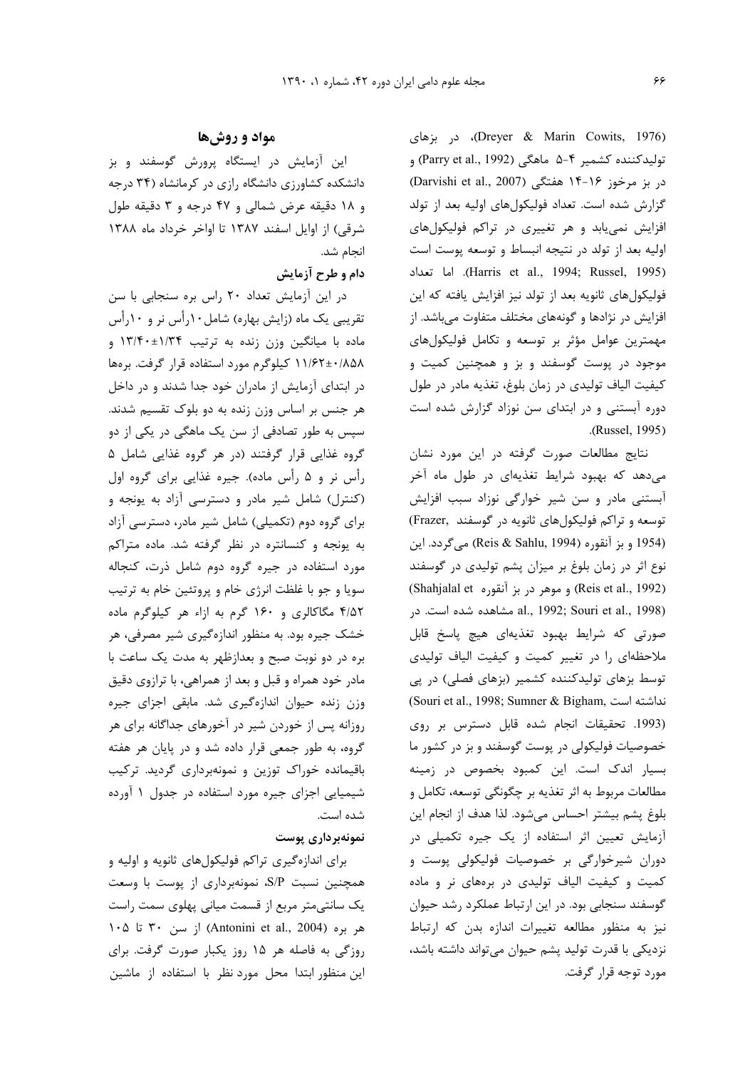(Dreyer & Marin Cowits, 1976)، در بزهای تولیدکننده کشمیر ۴-۵ ماهگی (Parry et al., 1992) و در بز مرخوز ۱۶-۱۴ هفتگی (Darvishi et al., 2007) گزارش شده است. تعداد فولیکول‌های اولیه بعد از تولد افزایش نمی‌یابد و هر تغییری در تراکم فولیکول‌های اولیه بعد از تولد در نتیجه انبساط و توسعه پوست است (Harris et al., 1994; Russel, 1995). اما تعداد فولیکول‌های ثانویه بعد از تولد نیز افزایش یافته که این افزایش در نژادها و گونه‌های مختلف متفاوت می‌باشد. از مهمترین عوامل مؤثر بر توسعه و تکامل فولیکول‌های موجود در پوست گوسفند و بز و همچنین کمیت و کیفیت الیاف تولیدی در زمان بلوغ، تغذیه مادر در طول دوره آبستنی و در ابتدای سن نوزاد گزارش شده است (Russel, 1995).

نتایج مطالعات صورت گرفته در این مورد نشان می‌دهد که بهبود شرایط تغذیه‌ای در طول ماه آخر آبستنی مادر و سن شیر خوارگی نوزاد سبب افزایش توسعه و تراکم فولیکول‌های ثانویه در گوسفند (Frazer, 1954) و بز آنقوره (Reis & Sahlu, 1994) می‌گردد. این نوع اثر در زمان بلوغ بر میزان پشم تولیدی در گوسفند (Reis et al., 1992) و موهر در بز آنقوره (Shahjalal et al., 1992; Souri et al., 1998) مشاهده شده است. در صورتی که شرایط بهبود تغذیه‌ای هیچ پاسخ قابل ملاحظه‌ای را در تغییر کمیت و کیفیت الیاف تولیدی توسط بزهای تولیدکننده کشمیر (بزهای فصلی) در پی نداشته است (Souri et al., 1998; Sumner & Bigham, 1993). تحقیقات انجام شده قابل دسترس بر روی خصوصیات فولیکولی در پوست گوسفند و بز در کشور ما بسیار اندک است. این کمبود بخصوص در زمینه مطالعات مربوط به اثر تغذیه بر چگونگی توسعه، تکامل و بلوغ پشم بیشتر احساس می‌شود. لذا هدف از انجام این آزمایش تعیین اثر استفاده از یک جیره تکمیلی در دوران شیرخوارگی بر خصوصیات فولیکولی پوست و کمیت و کیفیت الیاف تولیدی در بره‌های نر و ماده گوسفند سنجابی بود. در این ارتباط عملکرد رشد حیوان نیز به منظور مطالعه تغییرات اندازه بدن که ارتباط نزدیکی با قدرت تولید پشم حیوان می‌تواند داشته باشد، مورد توجه قرار گرفت.

## مواد و روش‌ها

این آزمایش در ایستگاه پرورش گوسفند و بز دانشکده کشاورزی دانشگاه رازی در کرمانشاه (۳۴ درجه و ۱۸ دقیقه عرض شمالی و ۴۷ درجه و ۳ دقیقه طول شرقی) از اوایل اسفند ۱۳۸۷ تا اواخر خرداد ماه ۱۳۸۸ انجام شد.

### دام و طرح آزمایش

در این آزمایش تعداد ۲۰ راس بره سنجابی با سن تقریبی یک ماه (زایش بهاره) شامل ۱۰ رأس نر و ۱۰ رأس ماده با میانگین وزن زنده به ترتیب ۱/۳۴±۱۳/۴۰ و ۰/۸۵۸±۱۱/۶۲ کیلوگرم مورد استفاده قرار گرفت. بره‌ها در ابتدای آزمایش از مادران خود جدا شدند و در داخل هر جنس بر اساس وزن زنده به دو بلوک تقسیم شدند. سپس به طور تصادفی از سن یک ماهگی در یکی از دو گروه غذایی قرار گرفتند (در هر گروه غذایی شامل ۵ رأس نر و ۵ رأس ماده). جیره غذایی برای گروه اول (کنترل) شامل شیر مادر و دسترسی آزاد به یونجه و برای گروه دوم (تکمیلی) شامل شیر مادر، دسترسی آزاد به یونجه و کنسانتره در نظر گرفته شد. ماده متراکم مورد استفاده در جیره گروه دوم شامل ذرت، کنجاله سویا و جو با غلظت انرژی خام و پروتئین خام به ترتیب ۴/۵۲ مگاکالری و ۱۶۰ گرم به ازاء هر کیلوگرم ماده خشک جیره بود. به منظور اندازه‌گیری شیر مصرفی، هر بره در دو نوبت صبح و بعدازظهر به مدت یک ساعت با مادر خود همراه و قبل و بعد از همراهی، با ترازوی دقیق وزن زنده حیوان اندازه‌گیری شد. مابقی اجزای جیره روزانه پس از خوردن شیر در آخورهای جداگانه برای هر گروه، به طور جمعی قرار داده شد و در پایان هر هفته باقیمانده خوراک توزین و نمونه‌برداری گردید. ترکیب شیمیایی اجزای جیره مورد استفاده در جدول ۱ آورده شده است.

### نمونه‌برداری پوست

برای اندازه‌گیری تراکم فولیکول‌های ثانویه و اولیه و همچنین نسبت S/P، نمونه‌برداری از پوست با وسعت یک سانتی‌متر مربع از قسمت میانی پهلوی سمت راست هر بره (Antonini et al., 2004) از سن ۳۰ تا ۱۰۵ روزگی به فاصله هر ۱۵ روز یکبار صورت گرفت. برای این منظور ابتدا محل مورد نظر با استفاده از ماشین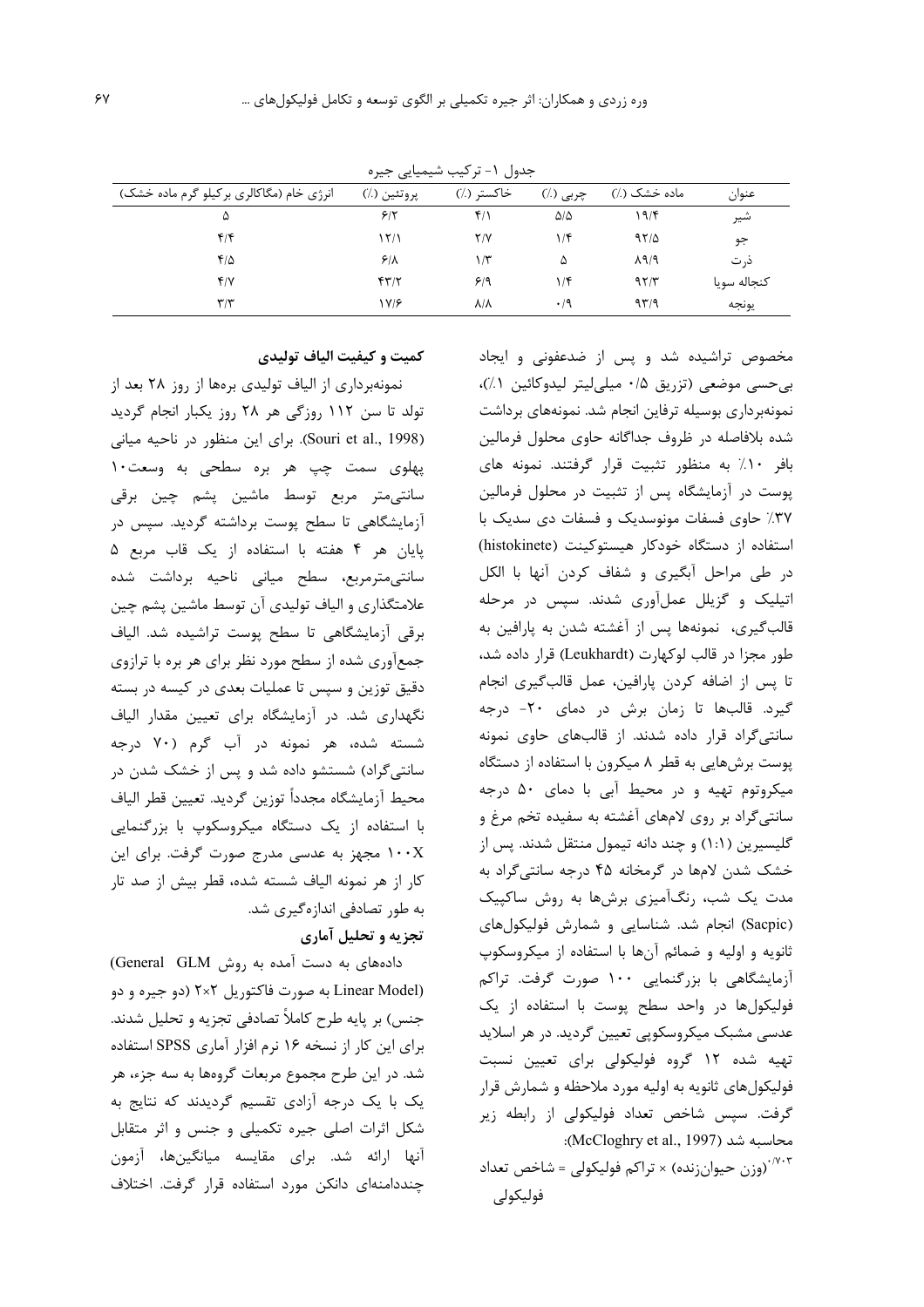جدول ۱- ترکیب شیمیایی جیره

| عنوان | ماده خشک (٪) | چربی (٪) | خاکستر (٪) | پروتئین (٪) | انرژی خام (مگاکالری برکیلو گرم ماده خشک) |
|---|---|---|---|---|---|
| شیر | ۱۹/۴ | ۵/۵ | ۴/۱ | ۶/۲ | ۵ |
| جو | ۹۲/۵ | ۱/۴ | ۲/۷ | ۱۲/۱ | ۴/۴ |
| ذرت | ۸۹/۹ | ۵ | ۱/۳ | ۶/۸ | ۴/۵ |
| کنجاله سویا | ۹۲/۳ | ۱/۴ | ۶/۹ | ۴۳/۲ | ۴/۷ |
| یونجه | ۹۳/۹ | ۰/۹ | ۸/۸ | ۱۷/۶ | ۳/۳ |

مخصوص تراشیده شد و پس از ضدعفونی و ایجاد بی‌حسی موضعی (تزریق ۰/۵ میلی‌لیتر لیدوکائین ۱٪)، نمونه‌برداری بوسیله ترفاین انجام شد. نمونه‌های برداشت شده بلافاصله در ظروف جداگانه حاوی محلول فرمالین بافر ۱۰٪ به منظور تثبیت قرار گرفتند. نمونه های پوست در آزمایشگاه پس از تثبیت در محلول فرمالین ۳۷٪ حاوی فسفات مونوسدیک و فسفات دی سدیک با استفاده از دستگاه خودکار هیستوکینت (histokinete) در طی مراحل آبگیری و شفاف کردن آنها با الکل اتیلیک و گزیلل عمل‌آوری شدند. سپس در مرحله قالب‌گیری، نمونه‌ها پس از آغشته شدن به پارافین به طور مجزا در قالب لوکهارت (Leukhardt) قرار داده شد، تا پس از اضافه کردن پارافین، عمل قالب‌گیری انجام گیرد. قالب‌ها تا زمان برش در دمای ‎-۲۰‎ درجه سانتی‌گراد قرار داده شدند. از قالب‌های حاوی نمونه پوست برش‌هایی به قطر ۸ میکرون با استفاده از دستگاه میکروتوم تهیه و در محیط آبی با دمای ۵۰ درجه سانتی‌گراد بر روی لام‌های آغشته به سفیده تخم مرغ و گلیسیرین (۱:۱) و چند دانه تیمول منتقل شدند. پس از خشک شدن لام‌ها در گرمخانه ۴۵ درجه سانتی‌گراد به مدت یک شب، رنگ‌آمیزی برش‌ها به روش ساکپیک (Sacpic) انجام شد. شناسایی و شمارش فولیکول‌های ثانویه و اولیه و ضمائم آن‌ها با استفاده از میکروسکوپ آزمایشگاهی با بزرگنمایی ۱۰۰ صورت گرفت. تراکم فولیکول‌ها در واحد سطح پوست با استفاده از یک عدسی مشبک میکروسکوپی تعیین گردید. در هر اسلاید تهیه شده ۱۲ گروه فولیکولی برای تعیین نسبت فولیکول‌های ثانویه به اولیه مورد ملاحظه و شمارش قرار گرفت. سپس شاخص تعداد فولیکولی از رابطه زیر محاسبه شد (McCloghry et al., 1997):

$$\text{شاخص تعداد فولیکولی} = \text{تراکم فولیکولی} \times (\text{وزن حیوان‌زنده})^{0.703}$$

### کمیت و کیفیت الیاف تولیدی

نمونه‌برداری از الیاف تولیدی بره‌ها از روز ۲۸ بعد از تولد تا سن ۱۱۲ روزگی هر ۲۸ روز یکبار انجام گردید (Souri et al., 1998). برای این منظور در ناحیه میانی پهلوی سمت چپ هر بره سطحی به وسعت۱۰ سانتی‌متر مربع توسط ماشین پشم چین برقی آزمایشگاهی تا سطح پوست برداشته گردید. سپس در پایان هر ۴ هفته با استفاده از یک قاب مربع ۵ سانتی‌مترمربع، سطح میانی ناحیه برداشت شده علامتگذاری و الیاف تولیدی آن توسط ماشین پشم چین برقی آزمایشگاهی تا سطح پوست تراشیده شد. الیاف جمع‌آوری شده از سطح مورد نظر برای هر بره با ترازوی دقیق توزین و سپس تا عملیات بعدی در کیسه در بسته نگهداری شد. در آزمایشگاه برای تعیین مقدار الیاف شسته شده، هر نمونه در آب گرم (۷۰ درجه سانتی‌گراد) شستشو داده شد و پس از خشک شدن در محیط آزمایشگاه مجدداً توزین گردید. تعیین قطر الیاف با استفاده از یک دستگاه میکروسکوپ با بزرگنمایی ۱۰۰X مجهز به عدسی مدرج صورت گرفت. برای این کار از هر نمونه الیاف شسته شده، قطر بیش از صد تار به طور تصادفی اندازه‌گیری شد.

### تجزیه و تحلیل آماری

داده‌های به دست آمده به روش General GLM (Linear Model) به صورت فاکتوریل ۲×۲ (دو جیره و دو جنس) بر پایه طرح کاملاً تصادفی تجزیه و تحلیل شدند. برای این کار از نسخه ۱۶ نرم افزار آماری SPSS استفاده شد. در این طرح مجموع مربعات گروه‌ها به سه جزء، هر یک با یک درجه آزادی تقسیم گردیدند که نتایج به شکل اثرات اصلی جیره تکمیلی و جنس و اثر متقابل آنها ارائه شد. برای مقایسه میانگین‌ها، آزمون چنددامنه‌ای دانکن مورد استفاده قرار گرفت. اختلاف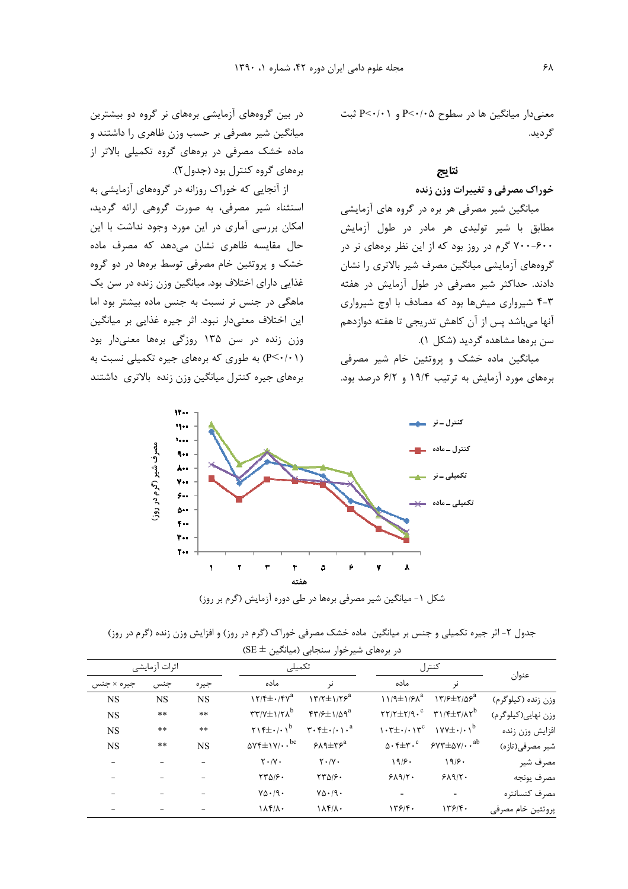معنی‌دار میانگین ها در سطوح P<۰/۰۵ و P<۰/۰۱ ثبت گردید.

## نتایج

### خوراک مصرفی و تغییرات وزن زنده

میانگین شیر مصرفی هر بره در گروه های آزمایشی مطابق با شیر تولیدی هر مادر در طول آزمایش ۶۰۰-۷۰۰ گرم در روز بود که از این نظر بره‌های نر در گروه‌های آزمایشی میانگین مصرف شیر بالاتری را نشان دادند. حداکثر شیر مصرفی در طول آزمایش در هفته ۳-۴ شیرواری میش‌ها بود که مصادف با اوج شیرواری آنها می‌باشد پس از آن کاهش تدریجی تا هفته دوازدهم سن بره‌ها مشاهده گردید (شکل ۱).

میانگین ماده خشک و پروتئین خام شیر مصرفی بره‌های مورد آزمایش به ترتیب ۱۹/۴ و ۶/۲ درصد بود.

در بین گروه‌های آزمایشی بره‌های نر گروه دو بیشترین میانگین شیر مصرفی بر حسب وزن ظاهری را داشتند و ماده خشک مصرفی در بره‌های گروه تکمیلی بالاتر از بره‌های گروه کنترل بود (جدول۲).

از آنجایی که خوراک روزانه در گروه‌های آزمایشی به استثناء شیر مصرفی، به صورت گروهی ارائه گردید، امکان بررسی آماری در این مورد وجود نداشت با این حال مقایسه ظاهری نشان می‌دهد که مصرف ماده خشک و پروتئین خام مصرفی توسط بره‌ها در دو گروه غذایی دارای اختلاف بود. میانگین وزن زنده در سن یک ماهگی در جنس نر نسبت به جنس ماده بیشتر بود اما این اختلاف معنی‌دار نبود. اثر جیره غذایی بر میانگین وزن زنده در سن ۱۳۵ روزگی بره‌ها معنی‌دار بود (P<۰/۰۱) به طوری که بره‌های جیره تکمیلی نسبت به بره‌های جیره کنترل میانگین وزن زنده بالاتری داشتند

شکل ۱- میانگین شیر مصرفی بره‌ها در طی دوره آزمایش (گرم بر روز)

جدول ۲- اثر جیره تکمیلی و جنس بر میانگین ماده خشک مصرفی خوراک (گرم در روز) و افزایش وزن زنده (گرم در روز) در بره‌های شیرخوار سنجابی (میانگین ± SE)

| عنوان | کنترل | | تکمیلی | | اثرات آزمایشی | | |
|---|---|---|---|---|---|---|---|
| | نر | ماده | نر | ماده | جیره | جنس | جیره × جنس |
| وزن زنده (کیلوگرم) | $۱۳/۶±۲/۵۶^a$ | $۱۱/۹±۱/۶۸^a$ | $۱۳/۲±۱/۲۶^a$ | $۱۲/۴±۰/۴۷^a$ | NS | NS | NS |
| وزن نهایی(کیلوگرم) | $۳۱/۴±۳/۸۲^b$ | $۲۲/۲±۲/۹۰^c$ | $۴۳/۶±۱/۵۹^a$ | $۳۳/۷±۱/۲۸^b$ | ** | ** | NS |
| افزایش وزن زنده | $۱۷۷±۰/۰۱^b$ | $۱۰۳±۰/۰۱۳^c$ | $۳۰۴±۰/۰۱۰^a$ | $۲۱۴±۰/۰۱^b$ | ** | ** | NS |
| شیر مصرفی(تازه) | $۶۷۳±۵۷/۰۰^{ab}$ | $۵۰۴±۳۰^c$ | $۶۸۹±۳۶^a$ | $۵۷۴±۱۷/۰۰^{bc}$ | NS | ** | NS |
| مصرف شیر | ۱۹/۶۰ | ۱۹/۶۰ | ۲۰/۷۰ | ۲۰/۷۰ | – | – | – |
| مصرف یونجه | ۶۸۹/۲۰ | ۶۸۹/۲۰ | ۲۳۵/۶۰ | ۲۳۵/۶۰ | – | – | – |
| مصرف کنسانتره | - | - | ۷۵۰/۹۰ | ۷۵۰/۹۰ | – | – | – |
| پروتئین خام مصرفی | ۱۳۶/۴۰ | ۱۳۶/۴۰ | ۱۸۴/۸۰ | ۱۸۴/۸۰ | – | – | – |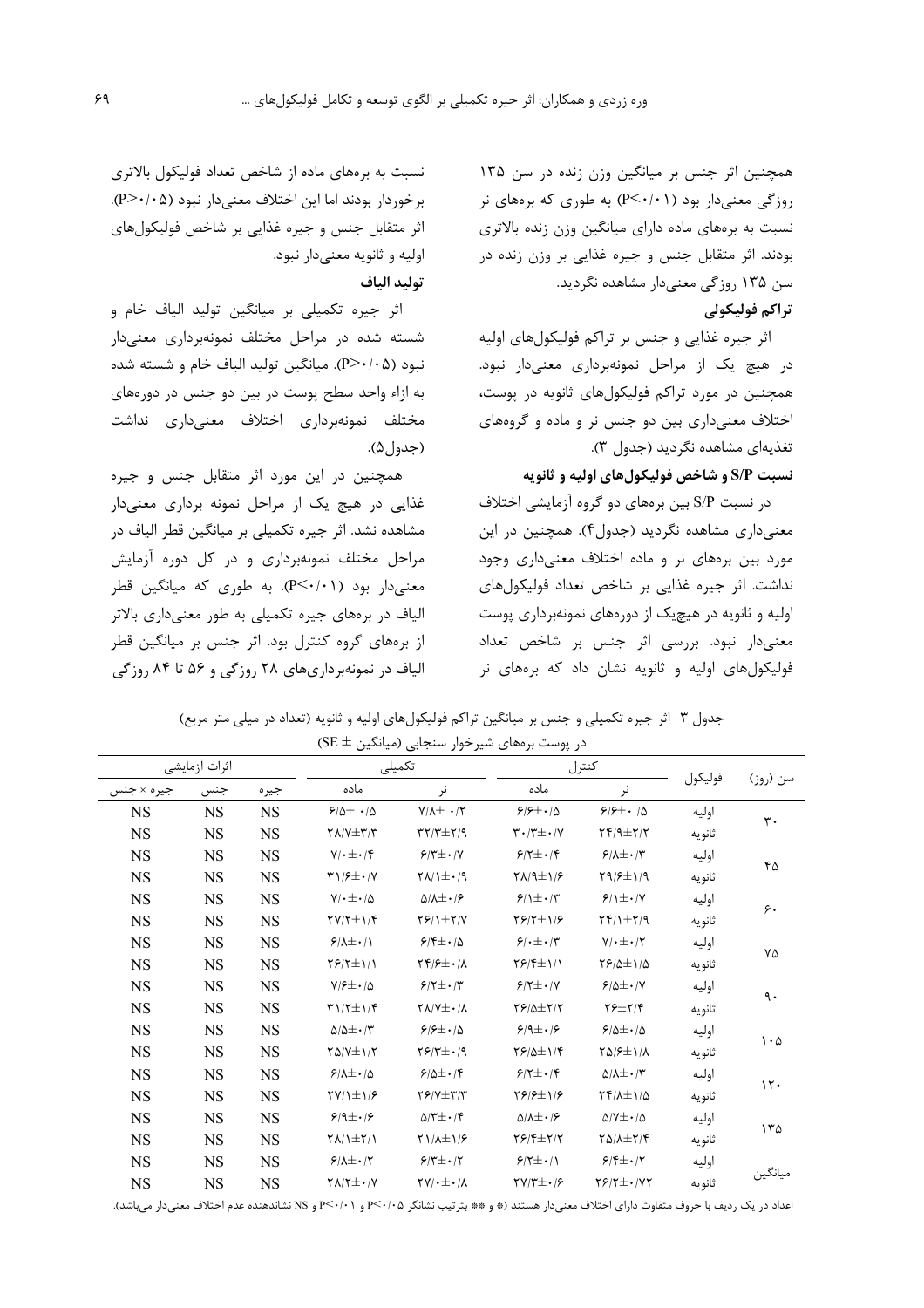همچنین اثر جنس بر میانگین وزن زنده در سن ۱۳۵ روزگی معنی‌دار بود ($P<0.01$) به طوری که بره‌های نر نسبت به بره‌های ماده دارای میانگین وزن زنده بالاتری بودند. اثر متقابل جنس و جیره غذایی بر وزن زنده در سن ۱۳۵ روزگی معنی‌دار مشاهده نگردید.

**تراکم فولیکولی**

اثر جیره غذایی و جنس بر تراکم فولیکول‌های اولیه در هیچ یک از مراحل نمونه‌برداری معنی‌دار نبود. همچنین در مورد تراکم فولیکول‌های ثانویه در پوست، اختلاف معنی‌داری بین دو جنس نر و ماده و گروه‌های تغذیه‌ای مشاهده نگردید (جدول ۳).

**نسبت S/P و شاخص فولیکول‌های اولیه و ثانویه**

در نسبت S/P بین بره‌های دو گروه آزمایشی اختلاف معنی‌داری مشاهده نگردید (جدول۴). همچنین در این مورد بین بره‌های نر و ماده اختلاف معنی‌داری وجود نداشت. اثر جیره غذایی بر شاخص تعداد فولیکول‌های اولیه و ثانویه در هیچ‌یک از دوره‌های نمونه‌برداری پوست معنی‌دار نبود. بررسی اثر جنس بر شاخص تعداد فولیکول‌های اولیه و ثانویه نشان داد که بره‌های نر نسبت به بره‌های ماده از شاخص تعداد فولیکول بالاتری برخوردار بودند اما این اختلاف معنی‌دار نبود ($P>0.05$). اثر متقابل جنس و جیره غذایی بر شاخص فولیکول‌های اولیه و ثانویه معنی‌دار نبود.

**تولید الیاف**

اثر جیره تکمیلی بر میانگین تولید الیاف خام و شسته شده در مراحل مختلف نمونه‌برداری معنی‌دار نبود ($P>0.05$). میانگین تولید الیاف خام و شسته شده به ازاء واحد سطح پوست در بین دو جنس در دوره‌های مختلف نمونه‌برداری اختلاف معنی‌داری نداشت (جدول۵).

همچنین در این مورد اثر متقابل جنس و جیره غذایی در هیچ یک از مراحل نمونه برداری معنی‌دار مشاهده نشد. اثر جیره تکمیلی بر میانگین قطر الیاف در مراحل مختلف نمونه‌برداری و در کل دوره آزمایش معنی‌دار بود ($P<0.01$). به طوری که میانگین قطر الیاف در بره‌های جیره تکمیلی به طور معنی‌داری بالاتر از بره‌های گروه کنترل بود. اثر جنس بر میانگین قطر الیاف در نمونه‌برداری‌های ۲۸ روزگی و ۵۶ تا ۸۴ روزگی

جدول ۳- اثر جیره تکمیلی و جنس بر میانگین تراکم فولیکول‌های اولیه و ثانویه (تعداد در میلی متر مربع) در پوست بره‌های شیرخوار سنجابی (میانگین ± SE)

| سن (روز) | فولیکول | کنترل | | تکمیلی | | اثرات آزمایشی | | |
|---|---|---|---|---|---|---|---|---|
| | | نر | ماده | نر | ماده | جیره | جنس | جیره × جنس |
| ۳۰ | اولیه | ۶/۶±۰/۵ | ۶/۶±۰/۵ | ۷/۸±۰/۲ | ۶/۵±۰/۵ | NS | NS | NS |
| | ثانویه | ۲۴/۹±۲/۲ | ۳۰/۳±۰/۷ | ۳۲/۳±۲/۹ | ۲۸/۷±۳/۳ | NS | NS | NS |
| ۴۵ | اولیه | ۶/۸±۰/۳ | ۶/۲±۰/۴ | ۶/۳±۰/۷ | ۷/۰±۰/۴ | NS | NS | NS |
| | ثانویه | ۲۹/۶±۱/۹ | ۲۸/۹±۱/۶ | ۲۸/۱±۰/۹ | ۳۱/۶±۰/۷ | NS | NS | NS |
| ۶۰ | اولیه | ۶/۱±۰/۷ | ۶/۱±۰/۳ | ۵/۸±۰/۶ | ۷/۰±۰/۵ | NS | NS | NS |
| | ثانویه | ۲۴/۱±۲/۹ | ۲۶/۲±۱/۶ | ۲۶/۱±۲/۷ | ۲۷/۲±۱/۴ | NS | NS | NS |
| ۷۵ | اولیه | ۷/۰±۰/۲ | ۶/۰±۰/۳ | ۶/۴±۰/۵ | ۶/۸±۰/۱ | NS | NS | NS |
| | ثانویه | ۲۶/۵±۱/۵ | ۲۶/۴±۱/۱ | ۲۴/۶±۰/۸ | ۲۶/۲±۱/۱ | NS | NS | NS |
| ۹۰ | اولیه | ۶/۵±۰/۷ | ۶/۲±۰/۷ | ۶/۲±۰/۳ | ۷/۶±۰/۵ | NS | NS | NS |
| | ثانویه | ۲۶±۲/۴ | ۲۶/۵±۲/۲ | ۲۸/۷±۰/۸ | ۳۱/۲±۱/۴ | NS | NS | NS |
| ۱۰۵ | اولیه | ۶/۵±۰/۵ | ۶/۹±۰/۶ | ۶/۶±۰/۵ | ۵/۵±۰/۳ | NS | NS | NS |
| | ثانویه | ۲۵/۶±۱/۸ | ۲۶/۵±۱/۴ | ۲۶/۳±۰/۹ | ۲۵/۷±۱/۲ | NS | NS | NS |
| ۱۲۰ | اولیه | ۵/۸±۰/۳ | ۶/۲±۰/۴ | ۶/۵±۰/۴ | ۶/۸±۰/۵ | NS | NS | NS |
| | ثانویه | ۲۴/۸±۱/۵ | ۲۶/۶±۱/۶ | ۲۶/۷±۳/۳ | ۲۷/۱±۱/۶ | NS | NS | NS |
| ۱۳۵ | اولیه | ۵/۷±۰/۵ | ۵/۸±۰/۶ | ۵/۳±۰/۴ | ۶/۹±۰/۶ | NS | NS | NS |
| | ثانویه | ۲۵/۸±۲/۴ | ۲۶/۴±۲/۲ | ۲۱/۸±۱/۶ | ۲۸/۱±۲/۱ | NS | NS | NS |
| میانگین | اولیه | ۶/۴±۰/۲ | ۶/۲±۰/۱ | ۶/۳±۰/۲ | ۶/۸±۰/۲ | NS | NS | NS |
| | ثانویه | ۲۶/۲±۰/۷۲ | ۲۷/۳±۰/۶ | ۲۷/۰±۰/۸ | ۲۸/۲±۰/۷ | NS | NS | NS |

اعداد در یک ردیف با حروف متفاوت دارای اختلاف معنی‌دار هستند (* و ** بترتیب نشانگر $P<0.05$ و $P<0.01$ و NS نشاندهنده عدم اختلاف معنی‌دار می‌باشد).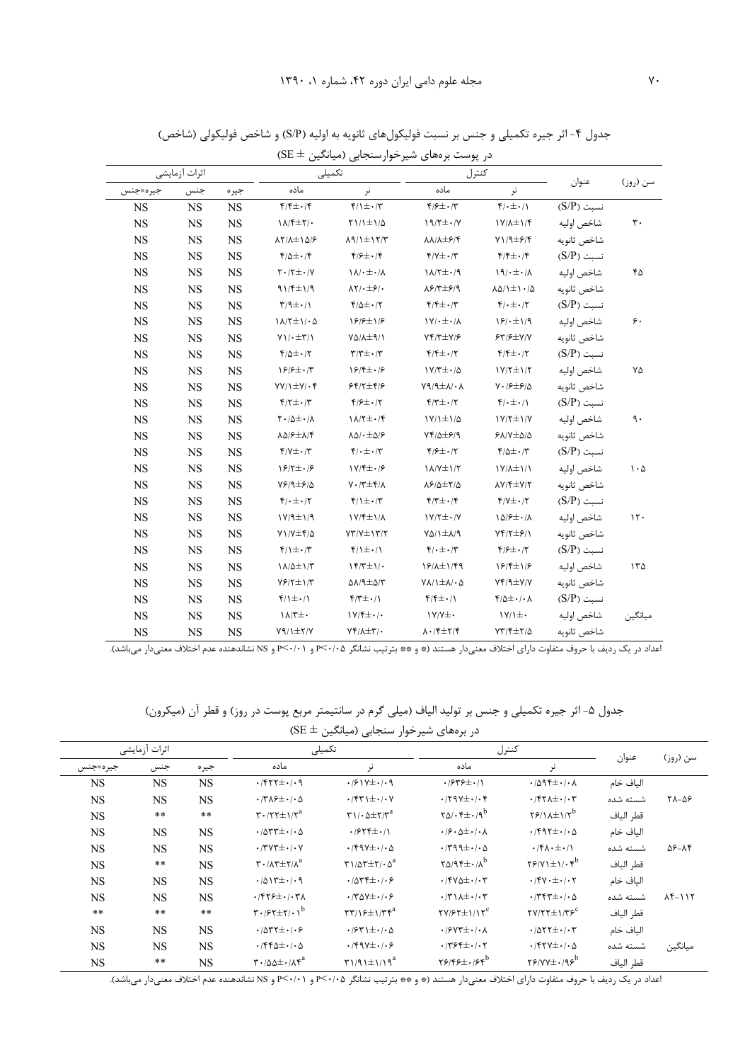جدول ۴- اثر جیره تکمیلی و جنس بر نسبت فولیکول‌های ثانویه به اولیه (S/P) و شاخص فولیکولی (شاخص) در پوست بره‌های شیرخوارسنجابی (میانگین ± SE)

| سن (روز) | عنوان | کنترل | | تکمیلی | | اثرات آزمایشی | | |
|---|---|---|---|---|---|---|---|---|
| | | نر | ماده | نر | ماده | جیره | جنس | جیره×جنس |
| ۳۰ | نسبت (S/P) | ۴/۰±۰/۱ | ۴/۶±۰/۳ | ۴/۱±۰/۳ | ۴/۴±۰/۴ | NS | NS | NS |
| | شاخص اولیه | ۱۷/۸±۱/۴ | ۱۹/۲±۰/۷ | ۲۱/۱±۱/۵ | ۱۸/۴±۲/۰ | NS | NS | NS |
| | شاخص ثانویه | ۷۱/۹±۶/۴ | ۸۸/۸±۶/۴ | ۸۹/۱±۱۲/۳ | ۸۲/۸±۱۵/۶ | NS | NS | NS |
| ۴۵ | نسبت (S/P) | ۴/۴±۰/۴ | ۴/۷±۰/۳ | ۴/۶±۰/۴ | ۴/۵±۰/۴ | NS | NS | NS |
| | شاخص اولیه | ۱۹/۰±۰/۸ | ۱۸/۲±۰/۹ | ۱۸/۰±۰/۸ | ۲۰/۲±۰/۷ | NS | NS | NS |
| | شاخص ثانویه | ۸۵/۱±۱۰/۵ | ۸۶/۳±۶/۹ | ۸۲/۰±۶/۰ | ۹۱/۴±۱/۹ | NS | NS | NS |
| ۶۰ | نسبت (S/P) | ۴/۰±۰/۲ | ۴/۴±۰/۳ | ۴/۵±۰/۲ | ۳/۹±۰/۱ | NS | NS | NS |
| | شاخص اولیه | ۱۶/۰±۱/۹ | ۱۷/۰±۰/۸ | ۱۶/۶±۱/۶ | ۱۸/۲±۱/۰۵ | NS | NS | NS |
| | شاخص ثانویه | ۶۳/۶±۷/۷ | ۷۴/۳±۷/۶ | ۷۵/۸±۹/۱ | ۷۱/۰±۳/۱ | NS | NS | NS |
| ۷۵ | نسبت (S/P) | ۴/۴±۰/۲ | ۴/۴±۰/۲ | ۳/۳±۰/۳ | ۴/۵±۰/۲ | NS | NS | NS |
| | شاخص اولیه | ۱۷/۲±۱/۲ | ۱۷/۳±۰/۵ | ۱۶/۴±۰/۶ | ۱۶/۶±۰/۳ | NS | NS | NS |
| | شاخص ثانویه | ۷۰/۶±۶/۵ | ۷۹/۹±۸/۰۸ | ۶۴/۲±۴/۶ | ۷۷/۱±۷/۰۴ | NS | NS | NS |
| ۹۰ | نسبت (S/P) | ۴/۰±۰/۱ | ۴/۳±۰/۲ | ۴/۶±۰/۲ | ۴/۲±۰/۳ | NS | NS | NS |
| | شاخص اولیه | ۱۷/۲±۱/۷ | ۱۷/۱±۱/۵ | ۱۸/۲±۰/۴ | ۲۰/۵±۰/۸ | NS | NS | NS |
| | شاخص ثانویه | ۶۸/۷±۵/۵ | ۷۴/۵±۶/۹ | ۸۵/۰±۵/۶ | ۸۵/۶±۸/۴ | NS | NS | NS |
| ۱۰۵ | نسبت (S/P) | ۴/۵±۰/۳ | ۴/۶±۰/۲ | ۴/۰±۰/۳ | ۴/۷±۰/۳ | NS | NS | NS |
| | شاخص اولیه | ۱۷/۸±۱/۱ | ۱۸/۷±۱/۲ | ۱۷/۴±۰/۶ | ۱۶/۲±۰/۶ | NS | NS | NS |
| | شاخص ثانویه | ۸۷/۴±۷/۲ | ۸۶/۵±۲/۵ | ۷۰/۳±۴/۸ | ۷۶/۹±۶/۵ | NS | NS | NS |
| ۱۲۰ | نسبت (S/P) | ۴/۷±۰/۲ | ۴/۳±۰/۴ | ۴/۱±۰/۳ | ۴/۰±۰/۲ | NS | NS | NS |
| | شاخص اولیه | ۱۵/۶±۰/۸ | ۱۷/۲±۰/۷ | ۱۷/۴±۱/۸ | ۱۷/۹±۱/۹ | NS | NS | NS |
| | شاخص ثانویه | ۷۴/۲±۶/۱ | ۷۵/۱±۸/۹ | ۷۳/۷±۱۳/۲ | ۷۱/۷±۴/۵ | NS | NS | NS |
| ۱۳۵ | نسبت (S/P) | ۴/۶±۰/۲ | ۴/۰±۰/۳ | ۴/۱±۰/۱ | ۴/۱±۰/۳ | NS | NS | NS |
| | شاخص اولیه | ۱۶/۴±۱/۶ | ۱۶/۸±۱/۴۹ | ۱۴/۳±۱/۰ | ۱۸/۵±۱/۳ | NS | NS | NS |
| | شاخص ثانویه | ۷۴/۹±۷/۷ | ۷۸/۱±۸/۰۵ | ۵۸/۹±۵/۳ | ۷۶/۲±۱/۳ | NS | NS | NS |
| | نسبت (S/P) | ۴/۵±۰/۰۸ | ۴/۴±۰/۱ | ۴/۳±۰/۱ | ۴/۱±۰/۱ | NS | NS | NS |
| میانگین | شاخص اولیه | ۱۷/۱±۰ | ۱۷/۷±۰ | ۱۷/۴±۰/۰ | ۱۸/۳±۰ | NS | NS | NS |
| | شاخص ثانویه | ۷۳/۴±۲/۵ | ۸۰/۴±۲/۴ | ۷۴/۸±۳/۰ | ۷۹/۱±۲/۷ | NS | NS | NS |

اعداد در یک ردیف با حروف متفاوت دارای اختلاف معنی‌دار هستند (* و ** بترتیب نشانگر P<۰/۰۵ و P<۰/۰۱ و NS نشاندهنده عدم اختلاف معنی‌دار می‌باشد).

جدول ۵- اثر جیره تکمیلی و جنس بر تولید الیاف (میلی گرم در سانتیمتر مربع پوست در روز) و قطر آن (میکرون) در بره‌های شیرخوار سنجابی (میانگین ± SE)

| سن (روز) | عنوان | کنترل | | تکمیلی | | اثرات آزمایشی | | |
|---|---|---|---|---|---|---|---|---|
| | | نر | ماده | نر | ماده | جیره | جنس | جیره×جنس |
| ۲۸-۵۶ | الیاف خام | ۰/۵۹۴±۰/۰۸ | ۰/۶۳۶±۰/۱ | ۰/۶۱۷±۰/۰۹ | ۰/۴۲۲±۰/۰۹ | NS | NS | NS |
| | شسته شده | ۰/۴۲۸±۰/۰۳ | ۰/۲۹۷±۰/۰۴ | ۰/۴۳۱±۰/۰۷ | ۰/۳۸۶±۰/۰۵ | NS | NS | NS |
| | قطر الیاف | $۲۶/۱۸±۱/۲^{b}$ | $۲۵/۰۴±۰/۹^{b}$ | $۳۱/۰۵±۲/۳^{a}$ | $۳۰/۲۲±۱/۲^{a}$ | ** | ** | NS |
| ۵۶-۸۴ | الیاف خام | ۰/۴۹۲±۰/۰۵ | ۰/۶۰۵±۰/۰۸ | ۰/۶۲۴±۰/۱ | ۰/۵۳۳±۰/۰۵ | NS | NS | NS |
| | شسته شده | ۰/۴۸۰±۰/۱ | ۰/۳۹۹±۰/۰۵ | ۰/۴۹۷±۰/۰۵ | ۰/۳۷۳±۰/۰۷ | NS | NS | NS |
| | قطر الیاف | $۲۶/۷۱±۱/۰۴^{b}$ | $۲۵/۹۴±۰/۸^{b}$ | $۳۱/۵۳±۲/۰۵^{a}$ | $۳۰/۸۳±۲/۸^{a}$ | ** | NS | NS |
| ۸۴-۱۱۲ | الیاف خام | ۰/۴۷۰±۰/۰۲ | ۰/۴۷۵±۰/۰۳ | ۰/۵۳۴±۰/۰۶ | ۰/۵۱۳±۰/۰۹ | NS | NS | NS |
| | شسته شده | ۰/۳۴۳±۰/۰۵ | ۰/۳۱۸±۰/۰۳ | ۰/۳۵۷±۰/۰۶ | ۰/۴۲۶±۰/۰۳۸ | NS | NS | NS |
| | قطر الیاف | $۲۷/۲۲±۱/۳۶^{c}$ | $۲۷/۶۲±۱/۱۲^{c}$ | $۳۳/۱۶±۱/۳۴^{a}$ | $۳۰/۶۲±۲/۰۱^{b}$ | ** | ** | ** |
| میانگین | الیاف خام | ۰/۵۲۲±۰/۰۳ | ۰/۶۷۳±۰/۰۸ | ۰/۶۳۱±۰/۰۵ | ۰/۵۳۲±۰/۰۶ | NS | NS | NS |
| | شسته شده | ۰/۴۲۷±۰/۰۵ | ۰/۳۶۴±۰/۰۲ | ۰/۴۹۷±۰/۰۶ | ۰/۴۴۵±۰/۰۵ | NS | NS | NS |
| | قطر الیاف | $۲۶/۷۷±۰/۹۶^{b}$ | $۲۶/۴۶±۰/۶۴^{b}$ | $۳۱/۹۱±۱/۱۹^{a}$ | $۳۰/۵۵±۰/۸۴^{a}$ | NS | ** | NS |

اعداد در یک ردیف با حروف متفاوت دارای اختلاف معنی‌دار هستند (* و ** بترتیب نشانگر P<۰/۰۵ و P<۰/۰۱ و NS نشاندهنده عدم اختلاف معنی‌دار می‌باشد).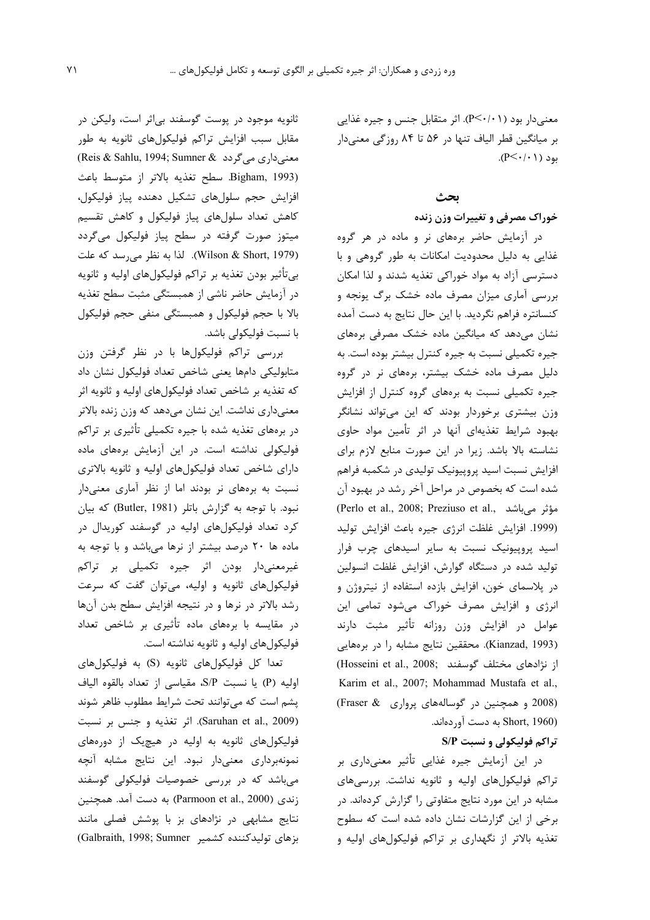معنی‌دار بود ($P<0/01$). اثر متقابل جنس و جیره غذایی بر میانگین قطر الیاف تنها در ۵۶ تا ۸۴ روزگی معنی‌دار بود ($P<0/01$).

## بحث

### خوراک مصرفی و تغییرات وزن زنده

در آزمایش حاضر بره‌های نر و ماده در هر گروه غذایی به دلیل محدودیت امکانات به طور گروهی و با دسترسی آزاد به مواد خوراکی تغذیه شدند و لذا امکان بررسی آماری میزان مصرف ماده خشک برگ یونجه و کنسانتره فراهم نگردید. با این حال نتایج به دست آمده نشان می‌دهد که میانگین ماده خشک مصرفی بره‌های جیره تکمیلی نسبت به جیره کنترل بیشتر بوده است. به دلیل مصرف ماده خشک بیشتر، بره‌های نر در گروه جیره تکمیلی نسبت به بره‌های گروه کنترل از افزایش وزن بیشتری برخوردار بودند که این می‌تواند نشانگر بهبود شرایط تغذیه‌ای آنها در اثر تأمین مواد حاوی نشاسته بالا باشد. زیرا در این صورت منابع لازم برای افزایش نسبت اسید پروپیونیک تولیدی در شکمبه فراهم شده است که بخصوص در مراحل آخر رشد در بهبود آن مؤثر می‌باشد (Perlo et al., 2008; Preziuso et al., 1999). افزایش غلظت انرژی جیره باعث افزایش تولید اسید پروپیونیک نسبت به سایر اسیدهای چرب فرار تولید شده در دستگاه گوارش، افزایش غلظت انسولین در پلاسمای خون، افزایش بازده استفاده از نیتروژن و انرژی و افزایش مصرف خوراک می‌شود تمامی این عوامل در افزایش وزن روزانه تأثیر مثبت دارند (Kianzad, 1993). محققین نتایج مشابه را در بره‌هایی از نژادهای مختلف گوسفند (Hosseini et al., 2008; Karim et al., 2007; Mohammad Mustafa et al., 2008) و همچنین در گوساله‌های پرواری (Fraser & Short, 1960) به دست آورده‌اند.

### تراکم فولیکولی و نسبت S/P

در این آزمایش جیره غذایی تأثیر معنی‌داری بر تراکم فولیکول‌های اولیه و ثانویه نداشت. بررسی‌های مشابه در این مورد نتایج متفاوتی را گزارش کرده‌اند. در برخی از این گزارشات نشان داده شده است که سطوح تغذیه بالاتر از نگهداری بر تراکم فولیکول‌های اولیه و ثانویه موجود در پوست گوسفند بی‌اثر است، ولیکن در مقابل سبب افزایش تراکم فولیکول‌های ثانویه به طور معنی‌داری می‌گردد (Reis & Sahlu, 1994; Sumner & Bigham, 1993). سطح تغذیه بالاتر از متوسط باعث افزایش حجم سلول‌های تشکیل دهنده پیاز فولیکول، کاهش تعداد سلول‌های پیاز فولیکول و کاهش تقسیم میتوز صورت گرفته در سطح پیاز فولیکول می‌گردد (Wilson & Short, 1979). لذا به نظر می‌رسد که علت بی‌تأثیر بودن تغذیه بر تراکم فولیکول‌های اولیه و ثانویه در آزمایش حاضر ناشی از همبستگی مثبت سطح تغذیه بالا با حجم فولیکول و همبستگی منفی حجم فولیکول با نسبت فولیکولی باشد.

بررسی تراکم فولیکول‌ها با در نظر گرفتن وزن متابولیکی دام‌ها یعنی شاخص تعداد فولیکول نشان داد که تغذیه بر شاخص تعداد فولیکول‌های اولیه و ثانویه اثر معنی‌داری نداشت. این نشان می‌دهد که وزن زنده بالاتر در بره‌های تغذیه شده با جیره تکمیلی تأثیری بر تراکم فولیکولی نداشته است. در این آزمایش بره‌های ماده دارای شاخص تعداد فولیکول‌های اولیه و ثانویه بالاتری نسبت به بره‌های نر بودند اما از نظر آماری معنی‌دار نبود. با توجه به گزارش باتلر (Butler, 1981) که بیان کرد تعداد فولیکول‌های اولیه در گوسفند کوریدال در ماده ها ۲۰ درصد بیشتر از نرها می‌باشد و با توجه به غیرمعنی‌دار بودن اثر جیره تکمیلی بر تراکم فولیکول‌های ثانویه و اولیه، می‌توان گفت که سرعت رشد بالاتر در نرها و در نتیجه افزایش سطح بدن آن‌ها در مقایسه با بره‌های ماده تأثیری بر شاخص تعداد فولیکول‌های اولیه و ثانویه نداشته است.

تعدا کل فولیکول‌های ثانویه (S) به فولیکول‌های اولیه (P) یا نسبت S/P، مقیاسی از تعداد بالقوه الیاف پشم است که می‌توانند تحت شرایط مطلوب ظاهر شوند (Saruhan et al., 2009). اثر تغذیه و جنس بر نسبت فولیکول‌های ثانویه به اولیه در هیچ‌یک از دوره‌های نمونه‌برداری معنی‌دار نبود. این نتایج مشابه آنچه می‌باشد که در بررسی خصوصیات فولیکولی گوسفند زندی (Parmoon et al., 2000) به دست آمد. همچنین نتایج مشابهی در نژادهای بز با پوشش فصلی مانند بزهای تولیدکننده کشمیر (Galbraith, 1998; Sumner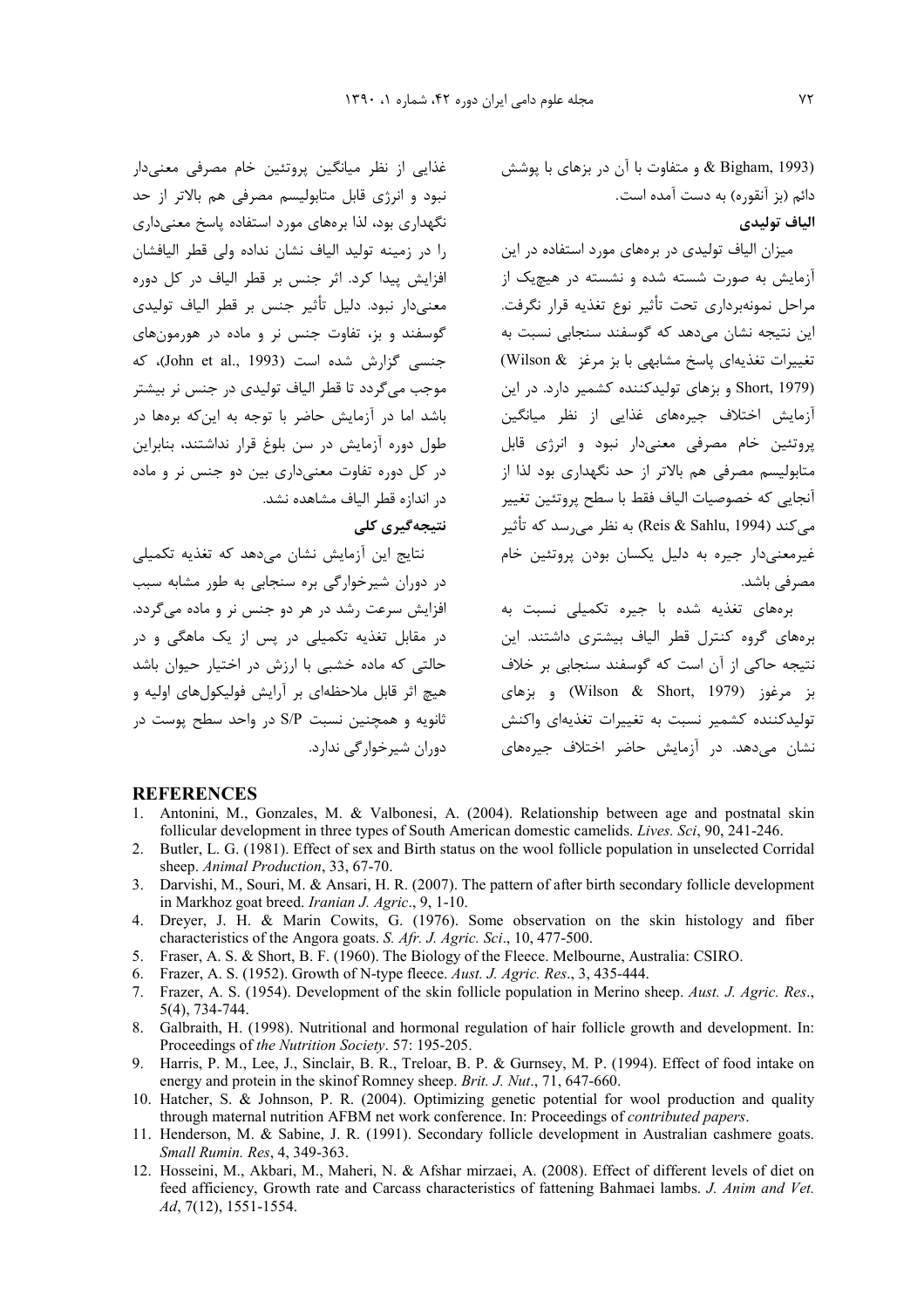& Bigham, 1993) و متفاوت با آن در بزهای با پوشش دائم (بز آنقوره) به دست آمده است.

**الیاف تولیدی**

میزان الیاف تولیدی در بره‌های مورد استفاده در این آزمایش به صورت شسته شده و نشسته در هیچ‌یک از مراحل نمونه‌برداری تحت تأثیر نوع تغذیه قرار نگرفت. این نتیجه نشان می‌دهد که گوسفند سنجابی نسبت به تغییرات تغذیه‌ای پاسخ مشابهی با بز مرغز (Wilson & Short, 1979) و بزهای تولیدکننده کشمیر دارد. در این آزمایش اختلاف جیره‌های غذایی از نظر میانگین پروتئین خام مصرفی معنی‌دار نبود و انرژی قابل متابولیسم مصرفی هم بالاتر از حد نگهداری بود لذا از آنجایی که خصوصیات الیاف فقط با سطح پروتئین تغییر می‌کند (Reis & Sahlu, 1994) به نظر می‌رسد که تأثیر غیرمعنی‌دار جیره به دلیل یکسان بودن پروتئین خام مصرفی باشد.

بره‌های تغذیه شده با جیره تکمیلی نسبت به بره‌های گروه کنترل قطر الیاف بیشتری داشتند. این نتیجه حاکی از آن است که گوسفند سنجابی بر خلاف بز مرغوز (Wilson & Short, 1979) و بزهای تولیدکننده کشمیر نسبت به تغییرات تغذیه‌ای واکنش نشان می‌دهد. در آزمایش حاضر اختلاف جیره‌های غذایی از نظر میانگین پروتئین خام مصرفی معنی‌دار نبود و انرژی قابل متابولیسم مصرفی هم بالاتر از حد نگهداری بود، لذا بره‌های مورد استفاده پاسخ معنی‌داری را در زمینه تولید الیاف نشان نداده ولی قطر الیافشان افزایش پیدا کرد. اثر جنس بر قطر الیاف در کل دوره معنی‌دار نبود. دلیل تأثیر جنس بر قطر الیاف تولیدی گوسفند و بز، تفاوت جنس نر و ماده در هورمون‌های جنسی گزارش شده است (John et al., 1993)، که موجب می‌گردد تا قطر الیاف تولیدی در جنس نر بیشتر باشد اما در آزمایش حاضر با توجه به این‌که بره‌ها در طول دوره آزمایش در سن بلوغ قرار نداشتند، بنابراین در کل دوره تفاوت معنی‌داری بین دو جنس نر و ماده در اندازه قطر الیاف مشاهده نشد.

**نتیجه‌گیری کلی**

نتایج این آزمایش نشان می‌دهد که تغذیه تکمیلی در دوران شیرخوارگی بره سنجابی به طور مشابه سبب افزایش سرعت رشد در هر دو جنس نر و ماده می‌گردد. در مقابل تغذیه تکمیلی در پس از یک ماهگی و در حالتی که ماده خشبی با ارزش در اختیار حیوان باشد هیچ اثر قابل ملاحظه‌ای بر آرایش فولیکول‌های اولیه و ثانویه و همچنین نسبت S/P در واحد سطح پوست در دوران شیرخوارگی ندارد.

## REFERENCES

1. Antonini, M., Gonzales, M. & Valbonesi, A. (2004). Relationship between age and postnatal skin follicular development in three types of South American domestic camelids. *Lives. Sci*, 90, 241-246.
2. Butler, L. G. (1981). Effect of sex and Birth status on the wool follicle population in unselected Corridal sheep. *Animal Production*, 33, 67-70.
3. Darvishi, M., Souri, M. & Ansari, H. R. (2007). The pattern of after birth secondary follicle development in Markhoz goat breed. *Iranian J. Agric*., 9, 1-10.
4. Dreyer, J. H. & Marin Cowits, G. (1976). Some observation on the skin histology and fiber characteristics of the Angora goats. *S. Afr. J. Agric. Sci*., 10, 477-500.
5. Fraser, A. S. & Short, B. F. (1960). The Biology of the Fleece. Melbourne, Australia: CSIRO.
6. Frazer, A. S. (1952). Growth of N-type fleece. *Aust. J. Agric. Res*., 3, 435-444.
7. Frazer, A. S. (1954). Development of the skin follicle population in Merino sheep. *Aust. J. Agric. Res*., 5(4), 734-744.
8. Galbraith, H. (1998). Nutritional and hormonal regulation of hair follicle growth and development. In: Proceedings of *the Nutrition Society*. 57: 195-205.
9. Harris, P. M., Lee, J., Sinclair, B. R., Treloar, B. P. & Gurnsey, M. P. (1994). Effect of food intake on energy and protein in the skinof Romney sheep. *Brit. J. Nut*., 71, 647-660.
10. Hatcher, S. & Johnson, P. R. (2004). Optimizing genetic potential for wool production and quality through maternal nutrition AFBM net work conference. In: Proceedings of *contributed papers*.
11. Henderson, M. & Sabine, J. R. (1991). Secondary follicle development in Australian cashmere goats. *Small Rumin. Res*, 4, 349-363.
12. Hosseini, M., Akbari, M., Maheri, N. & Afshar mirzaei, A. (2008). Effect of different levels of diet on feed afficiency, Growth rate and Carcass characteristics of fattening Bahmaei lambs. *J. Anim and Vet. Ad*, 7(12), 1551-1554.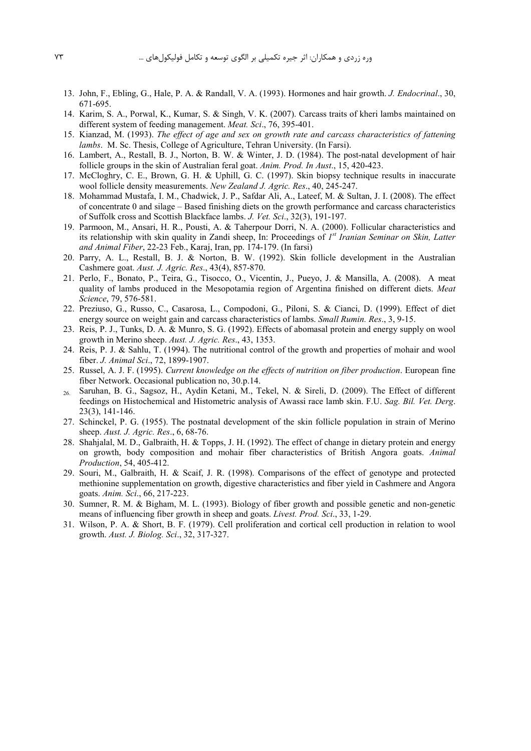13. John, F., Ebling, G., Hale, P. A. & Randall, V. A. (1993). Hormones and hair growth. *J. Endocrinal*., 30, 671-695.
14. Karim, S. A., Porwal, K., Kumar, S. & Singh, V. K. (2007). Carcass traits of kheri lambs maintained on different system of feeding management. *Meat. Sci*., 76, 395-401.
15. Kianzad, M. (1993). *The effect of age and sex on growth rate and carcass characteristics of fattening lambs*. M. Sc. Thesis, College of Agriculture, Tehran University. (In Farsi).
16. Lambert, A., Restall, B. J., Norton, B. W. & Winter, J. D. (1984). The post-natal development of hair follicle groups in the skin of Australian feral goat. *Anim. Prod. In Aust*., 15, 420-423.
17. McCloghry, C. E., Brown, G. H. & Uphill, G. C. (1997). Skin biopsy technique results in inaccurate wool follicle density measurements. *New Zealand J. Agric. Res*., 40, 245-247.
18. Mohammad Mustafa, I. M., Chadwick, J. P., Safdar Ali, A., Lateef, M. & Sultan, J. I. (2008). The effect of concentrate 0 and silage – Based finishing diets on the growth performance and carcass characteristics of Suffolk cross and Scottish Blackface lambs. *J. Vet. Sci*., 32(3), 191-197.
19. Parmoon, M., Ansari, H. R., Pousti, A. & Taherpour Dorri, N. A. (2000). Follicular characteristics and its relationship with skin quality in Zandi sheep, In: Proceedings of *1st Iranian Seminar on Skin, Latter and Animal Fiber*, 22-23 Feb., Karaj, Iran, pp. 174-179. (In farsi)
20. Parry, A. L., Restall, B. J. & Norton, B. W. (1992). Skin follicle development in the Australian Cashmere goat. *Aust. J. Agric. Res*., 43(4), 857-870.
21. Perlo, F., Bonato, P., Teira, G., Tisocco, O., Vicentin, J., Pueyo, J. & Mansilla, A. (2008). A meat quality of lambs produced in the Mesopotamia region of Argentina finished on different diets. *Meat Science*, 79, 576-581.
22. Preziuso, G., Russo, C., Casarosa, L., Compodoni, G., Piloni, S. & Cianci, D. (1999). Effect of diet energy source on weight gain and carcass characteristics of lambs. *Small Rumin. Res*., 3, 9-15.
23. Reis, P. J., Tunks, D. A. & Munro, S. G. (1992). Effects of abomasal protein and energy supply on wool growth in Merino sheep. *Aust. J. Agric. Res*., 43, 1353.
24. Reis, P. J. & Sahlu, T. (1994). The nutritional control of the growth and properties of mohair and wool fiber. *J. Animal Sci*., 72, 1899-1907.
25. Russel, A. J. F. (1995). *Current knowledge on the effects of nutrition on fiber production*. European fine fiber Network. Occasional publication no, 30.p.14.
26. Saruhan, B. G., Sagsoz, H., Aydin Ketani, M., Tekel, N. & Sireli, D. (2009). The Effect of different feedings on Histochemical and Histometric analysis of Awassi race lamb skin. F.U. *Sag. Bil. Vet. Derg*. 23(3), 141-146.
27. Schinckel, P. G. (1955). The postnatal development of the skin follicle population in strain of Merino sheep. *Aust. J. Agric. Res*., 6, 68-76.
28. Shahjalal, M. D., Galbraith, H. & Topps, J. H. (1992). The effect of change in dietary protein and energy on growth, body composition and mohair fiber characteristics of British Angora goats. *Animal Production*, 54, 405-412.
29. Souri, M., Galbraith, H. & Scaif, J. R. (1998). Comparisons of the effect of genotype and protected methionine supplementation on growth, digestive characteristics and fiber yield in Cashmere and Angora goats. *Anim. Sci*., 66, 217-223.
30. Sumner, R. M. & Bigham, M. L. (1993). Biology of fiber growth and possible genetic and non-genetic means of influencing fiber growth in sheep and goats. *Livest. Prod. Sci*., 33, 1-29.
31. Wilson, P. A. & Short, B. F. (1979). Cell proliferation and cortical cell production in relation to wool growth. *Aust. J. Biolog. Sci*., 32, 317-327.